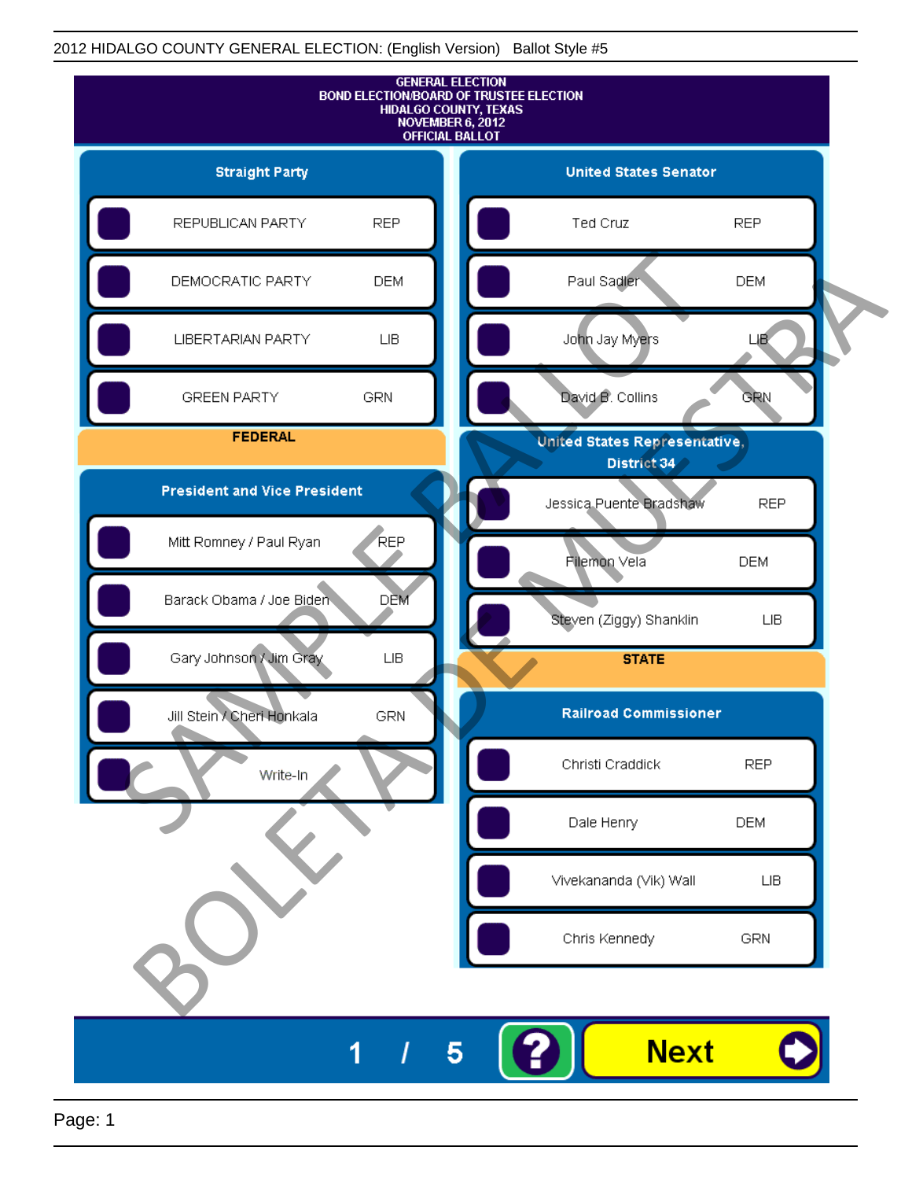2012 HIDALGO COUNTY GENERAL ELECTION: (English Version) Ballot Style #5

GENERAL ELECTION
BOND ELECTION/BOARD OF TRUSTEE ELECTION
HIDALGO COUNTY, TEXAS
NOVEMBER 6, 2012
OFFICIAL BALLOT

SAMPLE BALLOT
BOLETA DE MUESTRA

## Straight Party

| Party | |
|---|---|
| REPUBLICAN PARTY | REP |
| DEMOCRATIC PARTY | DEM |
| LIBERTARIAN PARTY | LIB |
| GREEN PARTY | GRN |

## FEDERAL

### President and Vice President

| Candidate | Party |
|---|---|
| Mitt Romney / Paul Ryan | REP |
| Barack Obama / Joe Biden | DEM |
| Gary Johnson / Jim Gray | LIB |
| Jill Stein / Cheri Honkala | GRN |
| Write-In | |

### United States Senator

| Candidate | Party |
|---|---|
| Ted Cruz | REP |
| Paul Sadler | DEM |
| John Jay Myers | LIB |
| David B. Collins | GRN |

### United States Representative, District 34

| Candidate | Party |
|---|---|
| Jessica Puente Bradshaw | REP |
| Filemon Vela | DEM |
| Steven (Ziggy) Shanklin | LIB |

## STATE

### Railroad Commissioner

| Candidate | Party |
|---|---|
| Christi Craddick | REP |
| Dale Henry | DEM |
| Vivekananda (Vik) Wall | LIB |
| Chris Kennedy | GRN |

1 / 5 ? Next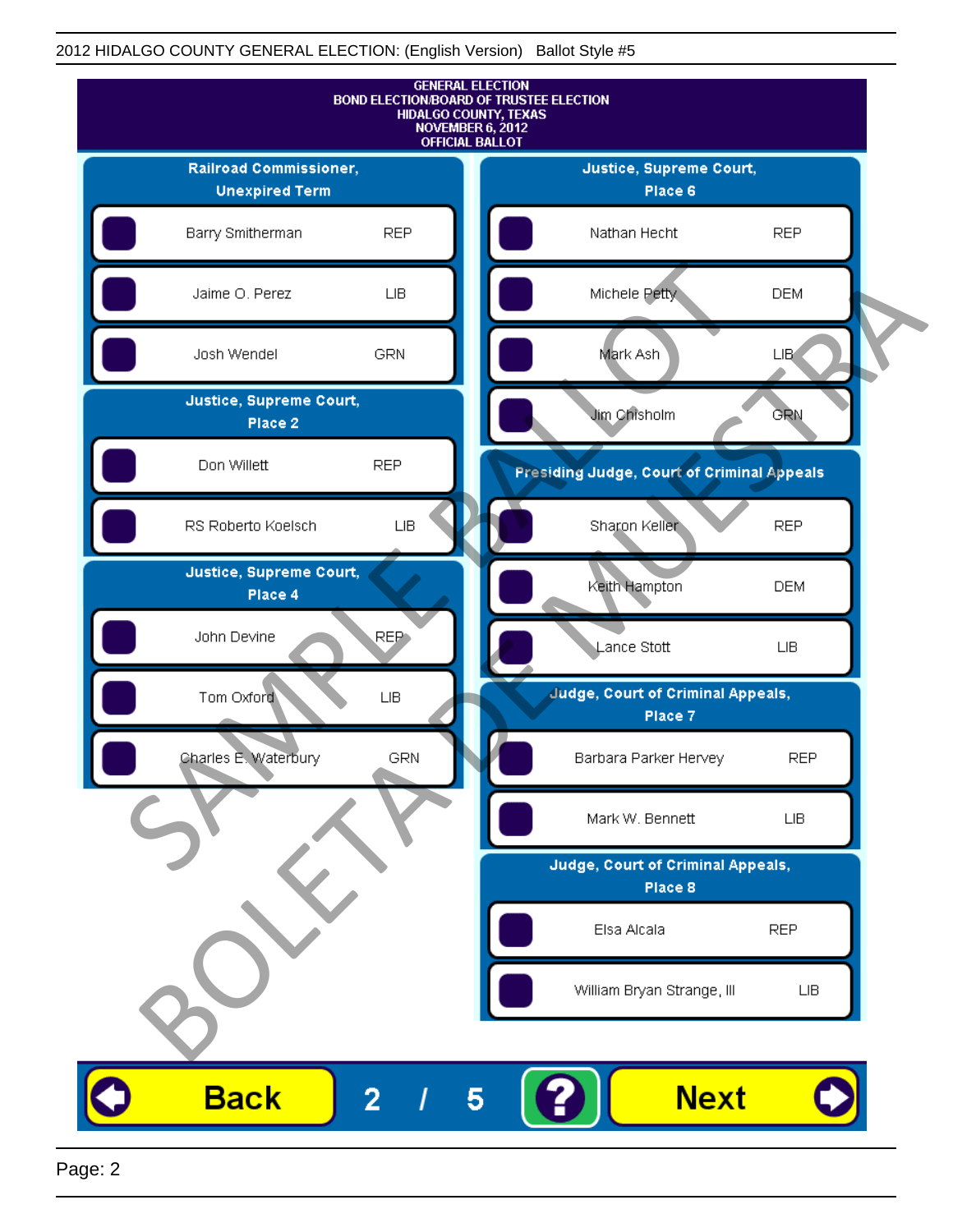2012 HIDALGO COUNTY GENERAL ELECTION: (English Version) Ballot Style #5

**GENERAL ELECTION**
**BOND ELECTION/BOARD OF TRUSTEE ELECTION**
**HIDALGO COUNTY, TEXAS**
**NOVEMBER 6, 2012**
**OFFICIAL BALLOT**

### Railroad Commissioner, Unexpired Term

| Candidate | Party |
| --- | --- |
| Barry Smitherman | REP |
| Jaime O. Perez | LIB |
| Josh Wendel | GRN |

### Justice, Supreme Court, Place 2

| Candidate | Party |
| --- | --- |
| Don Willett | REP |
| RS Roberto Koelsch | LIB |

### Justice, Supreme Court, Place 4

| Candidate | Party |
| --- | --- |
| John Devine | REP |
| Tom Oxford | LIB |
| Charles E. Waterbury | GRN |

### Justice, Supreme Court, Place 6

| Candidate | Party |
| --- | --- |
| Nathan Hecht | REP |
| Michele Petty | DEM |
| Mark Ash | LIB |
| Jim Chisholm | GRN |

### Presiding Judge, Court of Criminal Appeals

| Candidate | Party |
| --- | --- |
| Sharon Keller | REP |
| Keith Hampton | DEM |
| Lance Stott | LIB |

### Judge, Court of Criminal Appeals, Place 7

| Candidate | Party |
| --- | --- |
| Barbara Parker Hervey | REP |
| Mark W. Bennett | LIB |

### Judge, Court of Criminal Appeals, Place 8

| Candidate | Party |
| --- | --- |
| Elsa Alcala | REP |
| William Bryan Strange, III | LIB |

SAMPLE BALLOT
BOLETA DE MUESTRA

Back 2 / 5 ? Next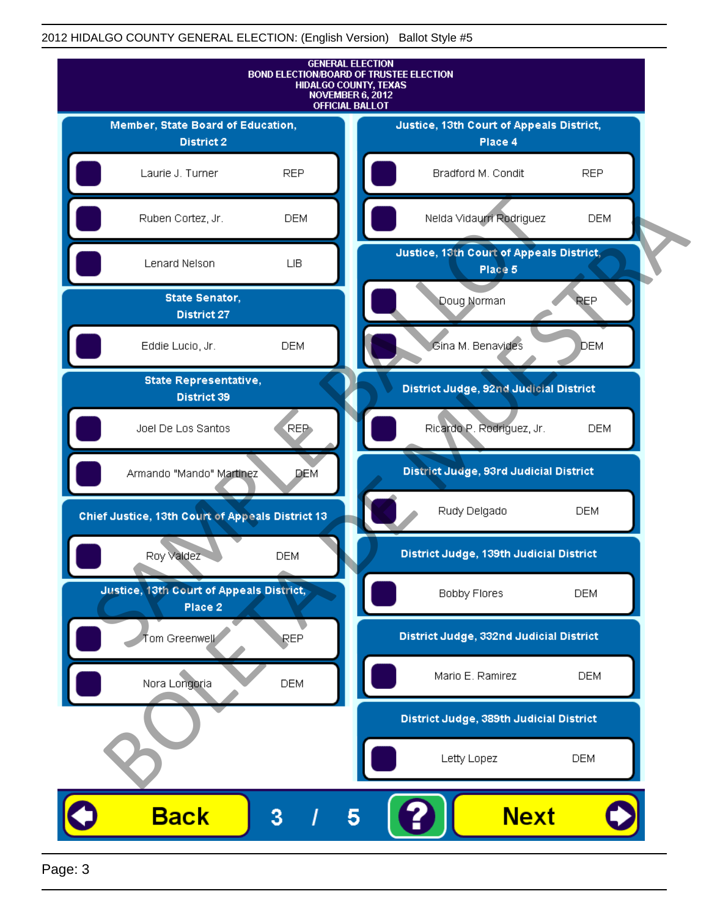2012 HIDALGO COUNTY GENERAL ELECTION: (English Version) Ballot Style #5

GENERAL ELECTION
BOND ELECTION/BOARD OF TRUSTEE ELECTION
HIDALGO COUNTY, TEXAS
NOVEMBER 6, 2012
OFFICIAL BALLOT

**Member, State Board of Education, District 2**

| Candidate | Party |
|---|---|
| Laurie J. Turner | REP |
| Ruben Cortez, Jr. | DEM |
| Lenard Nelson | LIB |

**State Senator, District 27**

| Candidate | Party |
|---|---|
| Eddie Lucio, Jr. | DEM |

**State Representative, District 39**

| Candidate | Party |
|---|---|
| Joel De Los Santos | REP |
| Armando "Mando" Martinez | DEM |

**Chief Justice, 13th Court of Appeals District 13**

| Candidate | Party |
|---|---|
| Roy Valdez | DEM |

**Justice, 13th Court of Appeals District, Place 2**

| Candidate | Party |
|---|---|
| Tom Greenwell | REP |
| Nora Longoria | DEM |

**Justice, 13th Court of Appeals District, Place 4**

| Candidate | Party |
|---|---|
| Bradford M. Condit | REP |
| Nelda Vidaurri Rodriguez | DEM |

**Justice, 13th Court of Appeals District, Place 5**

| Candidate | Party |
|---|---|
| Doug Norman | REP |
| Gina M. Benavides | DEM |

**District Judge, 92nd Judicial District**

| Candidate | Party |
|---|---|
| Ricardo P. Rodriguez, Jr. | DEM |

**District Judge, 93rd Judicial District**

| Candidate | Party |
|---|---|
| Rudy Delgado | DEM |

**District Judge, 139th Judicial District**

| Candidate | Party |
|---|---|
| Bobby Flores | DEM |

**District Judge, 332nd Judicial District**

| Candidate | Party |
|---|---|
| Mario E. Ramirez | DEM |

**District Judge, 389th Judicial District**

| Candidate | Party |
|---|---|
| Letty Lopez | DEM |

SAMPLE BALLOT / BOLETA DE MUESTRA

Back 3 / 5 ? Next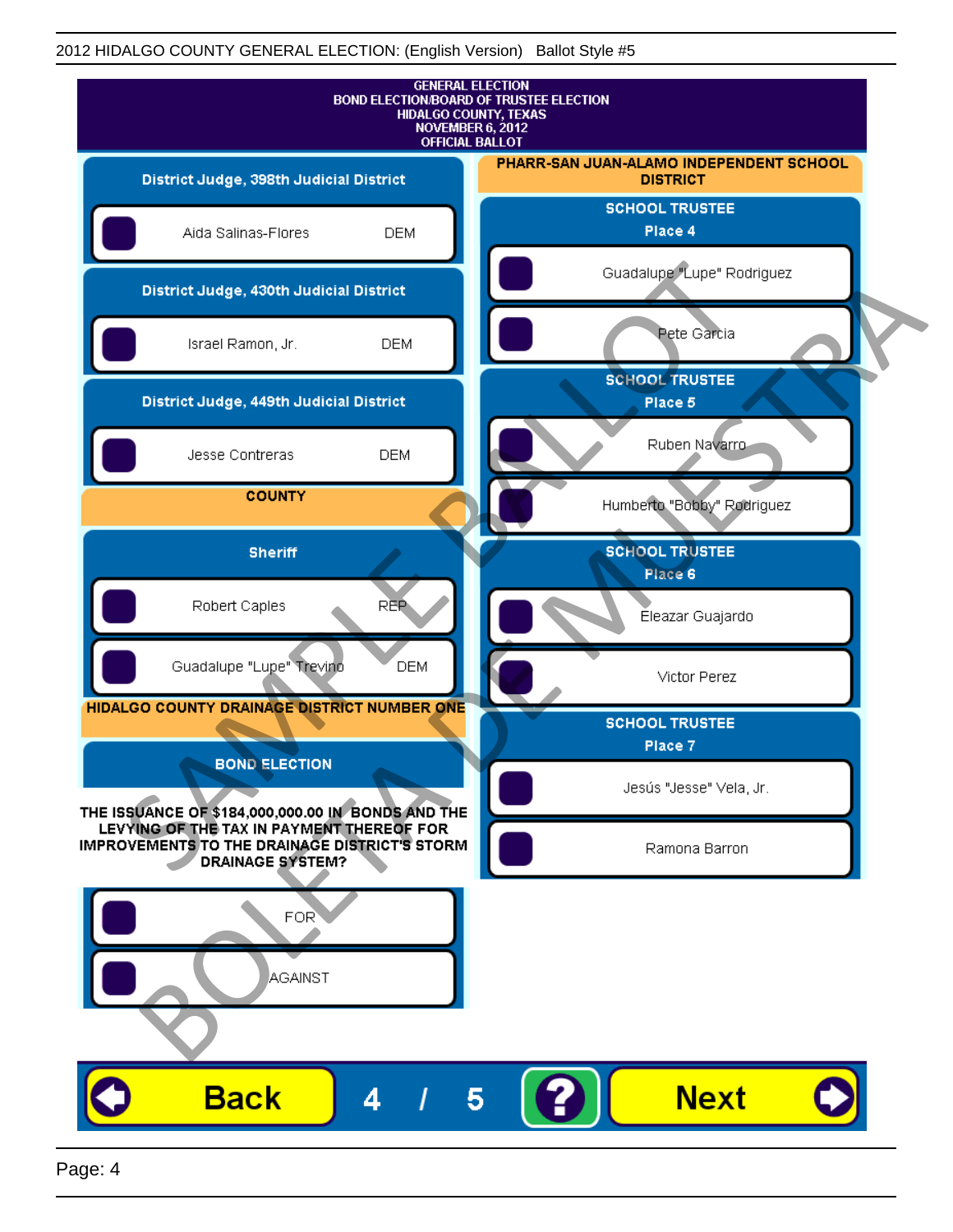2012 HIDALGO COUNTY GENERAL ELECTION: (English Version) Ballot Style #5

GENERAL ELECTION
BOND ELECTION/BOARD OF TRUSTEE ELECTION
HIDALGO COUNTY, TEXAS
NOVEMBER 6, 2012
OFFICIAL BALLOT

## District Judge, 398th Judicial District

- Aida Salinas-Flores DEM

## District Judge, 430th Judicial District

- Israel Ramon, Jr. DEM

## District Judge, 449th Judicial District

- Jesse Contreras DEM

## COUNTY

### Sheriff

- Robert Caples REP
- Guadalupe "Lupe" Trevino DEM

## HIDALGO COUNTY DRAINAGE DISTRICT NUMBER ONE

### BOND ELECTION

THE ISSUANCE OF $184,000,000.00 IN BONDS AND THE LEVYING OF THE TAX IN PAYMENT THEREOF FOR IMPROVEMENTS TO THE DRAINAGE DISTRICT'S STORM DRAINAGE SYSTEM?

- FOR
- AGAINST

## PHARR-SAN JUAN-ALAMO INDEPENDENT SCHOOL DISTRICT

### SCHOOL TRUSTEE Place 4

- Guadalupe "Lupe" Rodriguez
- Pete Garcia

### SCHOOL TRUSTEE Place 5

- Ruben Navarro
- Humberto "Bobby" Rodriguez

### SCHOOL TRUSTEE Place 6

- Eleazar Guajardo
- Victor Perez

### SCHOOL TRUSTEE Place 7

- Jesús "Jesse" Vela, Jr.
- Ramona Barron

SAMPLE BALLOT BOLETA DE MUESTRA

Back 4 / 5 ? Next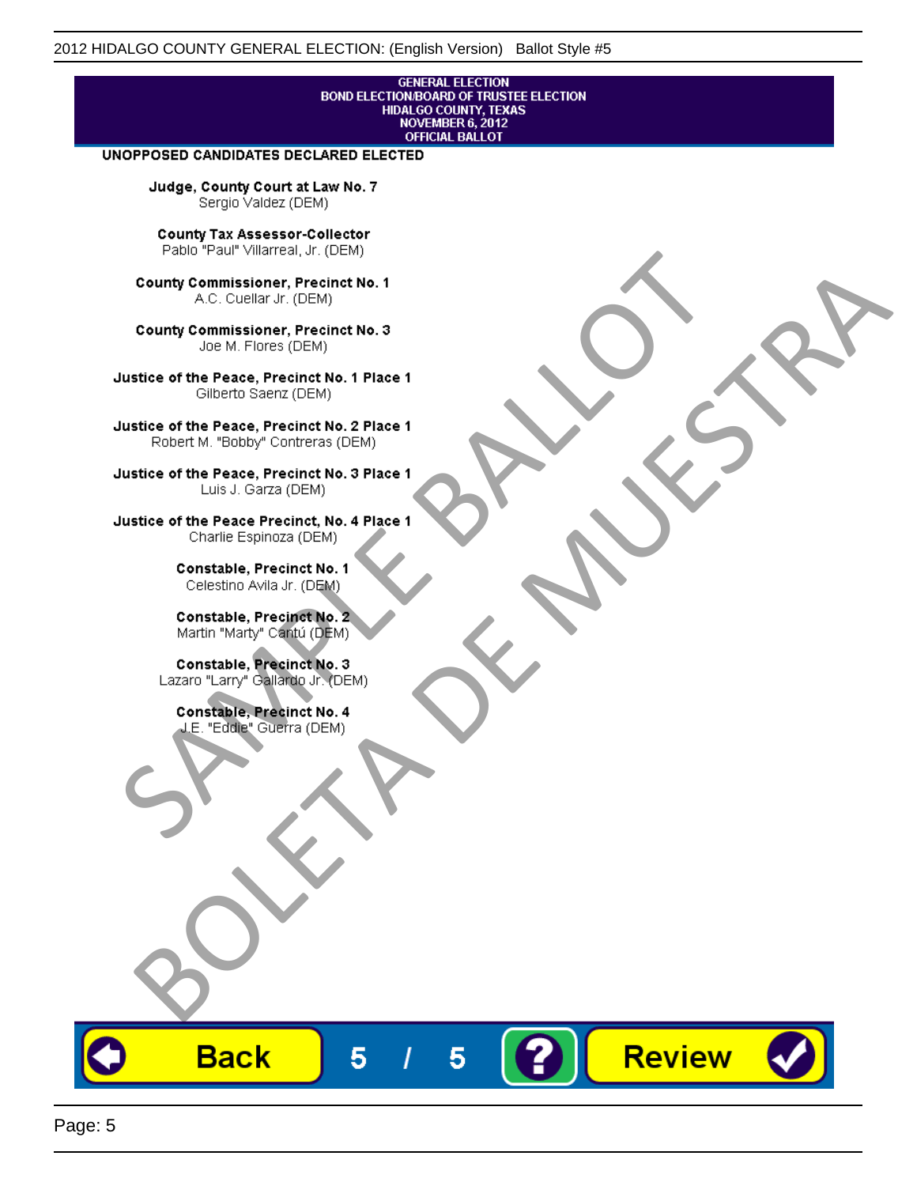GENERAL ELECTION
BOND ELECTION/BOARD OF TRUSTEE ELECTION
HIDALGO COUNTY, TEXAS
NOVEMBER 6, 2012
OFFICIAL BALLOT

**UNOPPOSED CANDIDATES DECLARED ELECTED**

**Judge, County Court at Law No. 7**
Sergio Valdez (DEM)

**County Tax Assessor-Collector**
Pablo "Paul" Villarreal, Jr. (DEM)

**County Commissioner, Precinct No. 1**
A.C. Cuellar Jr. (DEM)

**County Commissioner, Precinct No. 3**
Joe M. Flores (DEM)

**Justice of the Peace, Precinct No. 1 Place 1**
Gilberto Saenz (DEM)

**Justice of the Peace, Precinct No. 2 Place 1**
Robert M. "Bobby" Contreras (DEM)

**Justice of the Peace, Precinct No. 3 Place 1**
Luis J. Garza (DEM)

**Justice of the Peace Precinct, No. 4 Place 1**
Charlie Espinoza (DEM)

**Constable, Precinct No. 1**
Celestino Avila Jr. (DEM)

**Constable, Precinct No. 2**
Martin "Marty" Cantú (DEM)

**Constable, Precinct No. 3**
Lazaro "Larry" Gallardo Jr. (DEM)

**Constable, Precinct No. 4**
J.E. "Eddie" Guerra (DEM)

SAMPLE BALLOT
BOLETA DE MUESTRA

Back 5 / 5 ? Review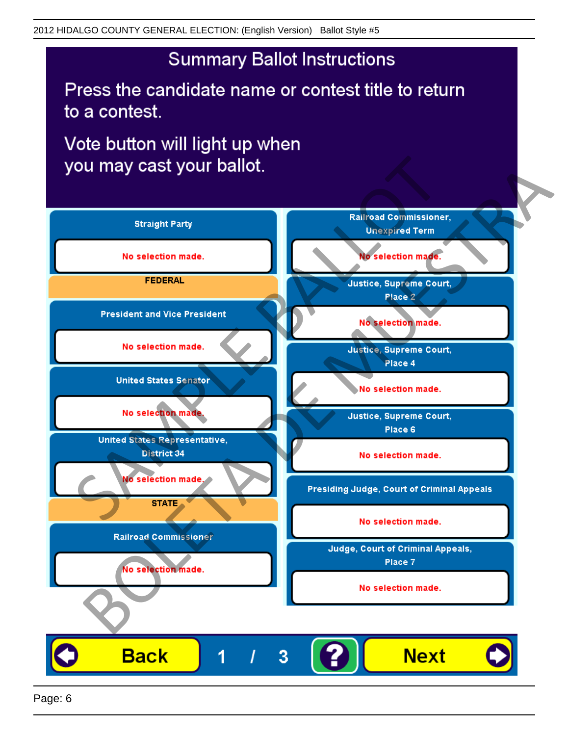2012 HIDALGO COUNTY GENERAL ELECTION: (English Version) Ballot Style #5

# Summary Ballot Instructions

Press the candidate name or contest title to return to a contest.

Vote button will light up when you may cast your ballot.

**Straight Party**

No selection made.

**FEDERAL**

**President and Vice President**

No selection made.

**United States Senator**

No selection made.

**United States Representative, District 34**

No selection made.

**STATE**

**Railroad Commissioner**

No selection made.

**Railroad Commissioner, Unexpired Term**

No selection made.

**Justice, Supreme Court, Place 2**

No selection made.

**Justice, Supreme Court, Place 4**

No selection made.

**Justice, Supreme Court, Place 6**

No selection made.

**Presiding Judge, Court of Criminal Appeals**

No selection made.

**Judge, Court of Criminal Appeals, Place 7**

No selection made.

Back 1 / 3 ? Next

SAMPLE BALLOT BOLETA DE MUESTRA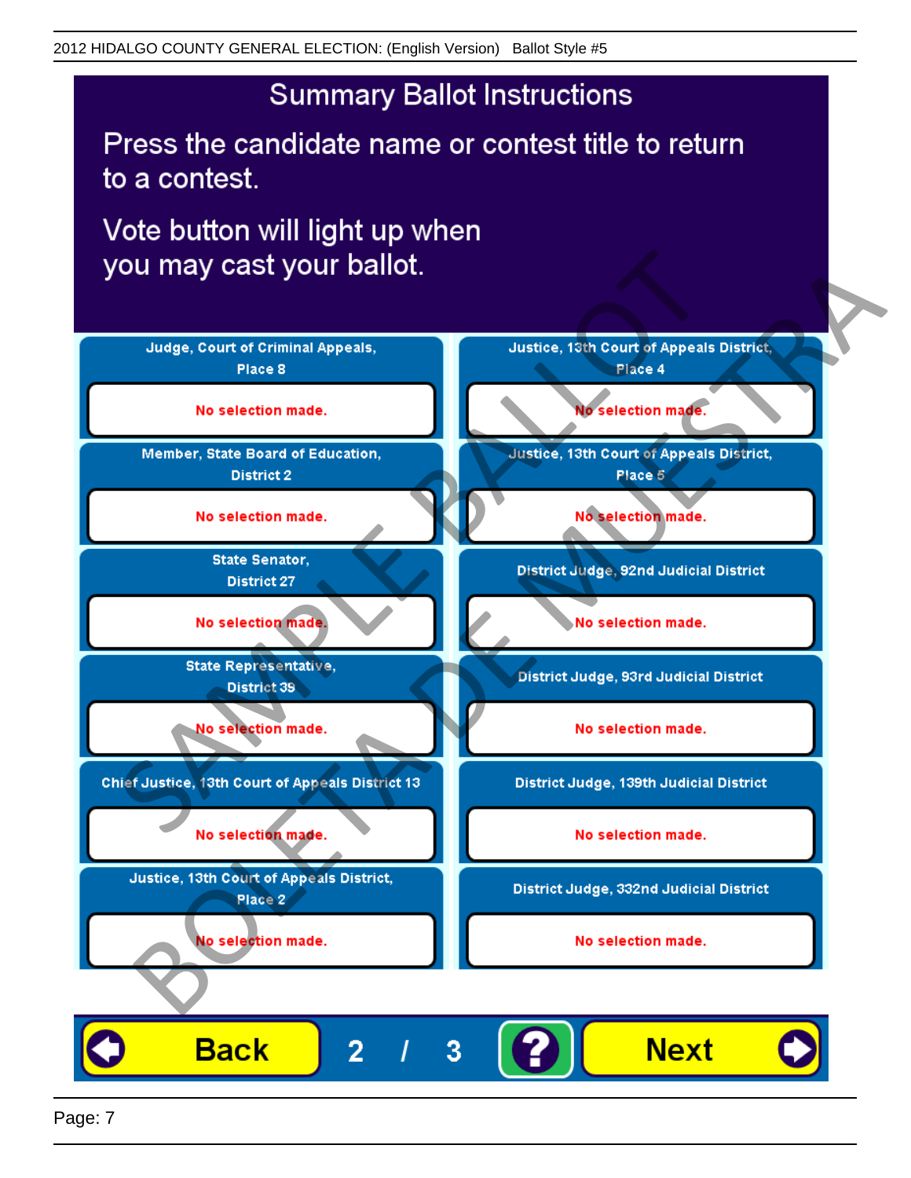2012 HIDALGO COUNTY GENERAL ELECTION: (English Version) Ballot Style #5

# Summary Ballot Instructions

Press the candidate name or contest title to return to a contest.

Vote button will light up when you may cast your ballot.

| Contest | Selection |
| --- | --- |
| Judge, Court of Criminal Appeals, Place 8 | No selection made. |
| Member, State Board of Education, District 2 | No selection made. |
| State Senator, District 27 | No selection made. |
| State Representative, District 39 | No selection made. |
| Chief Justice, 13th Court of Appeals District 13 | No selection made. |
| Justice, 13th Court of Appeals District, Place 2 | No selection made. |
| Justice, 13th Court of Appeals District, Place 4 | No selection made. |
| Justice, 13th Court of Appeals District, Place 5 | No selection made. |
| District Judge, 92nd Judicial District | No selection made. |
| District Judge, 93rd Judicial District | No selection made. |
| District Judge, 139th Judicial District | No selection made. |
| District Judge, 332nd Judicial District | No selection made. |

Back  2 / 3  ?  Next

SAMPLE BALLOT  BOLETA DE MUESTRA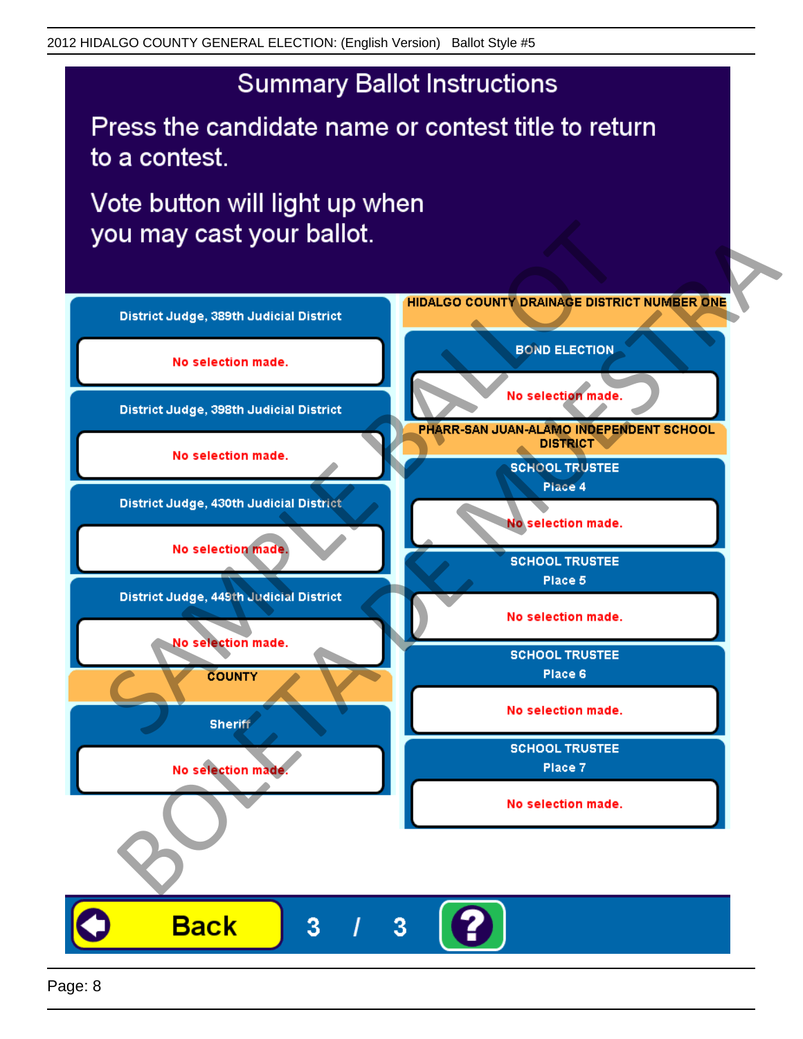# Summary Ballot Instructions

Press the candidate name or contest title to return to a contest.

Vote button will light up when you may cast your ballot.

**District Judge, 389th Judicial District**

No selection made.

**District Judge, 398th Judicial District**

No selection made.

**District Judge, 430th Judicial District**

No selection made.

**District Judge, 449th Judicial District**

No selection made.

**COUNTY**

**Sheriff**

No selection made.

**HIDALGO COUNTY DRAINAGE DISTRICT NUMBER ONE**

**BOND ELECTION**

No selection made.

**PHARR-SAN JUAN-ALAMO INDEPENDENT SCHOOL DISTRICT**

**SCHOOL TRUSTEE Place 4**

No selection made.

**SCHOOL TRUSTEE Place 5**

No selection made.

**SCHOOL TRUSTEE Place 6**

No selection made.

**SCHOOL TRUSTEE Place 7**

No selection made.

Back 3 / 3 ?

SAMPLE BALLOT
BOLETA DE MUESTRA